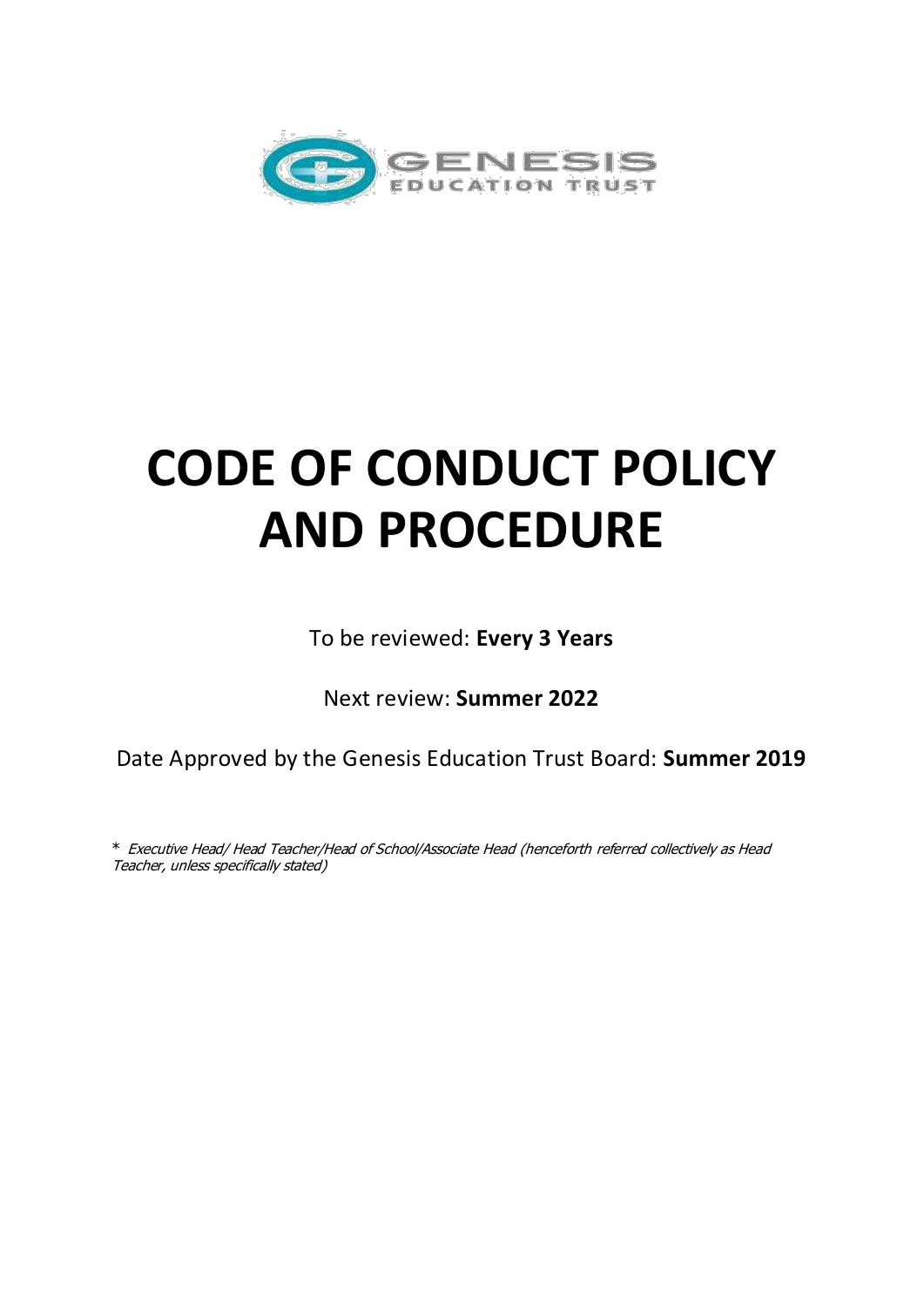GENESIS EDUCATION TRUST

# CODE OF CONDUCT POLICY AND PROCEDURE

To be reviewed: **Every 3 Years**

Next review: **Summer 2022**

Date Approved by the Genesis Education Trust Board: **Summer 2019**

\* *Executive Head/ Head Teacher/Head of School/Associate Head (henceforth referred collectively as Head Teacher, unless specifically stated)*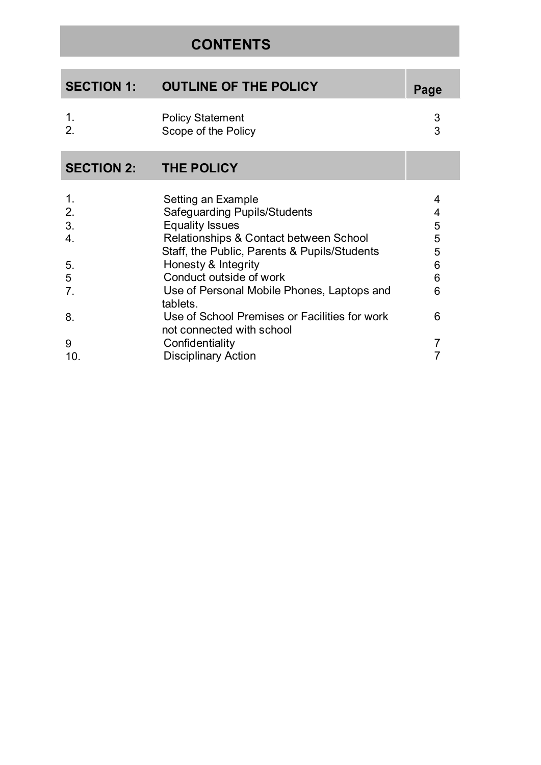# CONTENTS

| SECTION 1: | OUTLINE OF THE POLICY | Page |
|---|---|---|
| 1. | Policy Statement | 3 |
| 2. | Scope of the Policy | 3 |

| SECTION 2: | THE POLICY | |
|---|---|---|
| 1. | Setting an Example | 4 |
| 2. | Safeguarding Pupils/Students | 4 |
| 3. | Equality Issues | 5 |
| 4. | Relationships & Contact between School Staff, the Public, Parents & Pupils/Students | 5 |
| 5. | Honesty & Integrity | 6 |
| 5 | Conduct outside of work | 6 |
| 7. | Use of Personal Mobile Phones, Laptops and tablets. | 6 |
| 8. | Use of School Premises or Facilities for work not connected with school | 6 |
| 9 | Confidentiality | 7 |
| 10. | Disciplinary Action | 7 |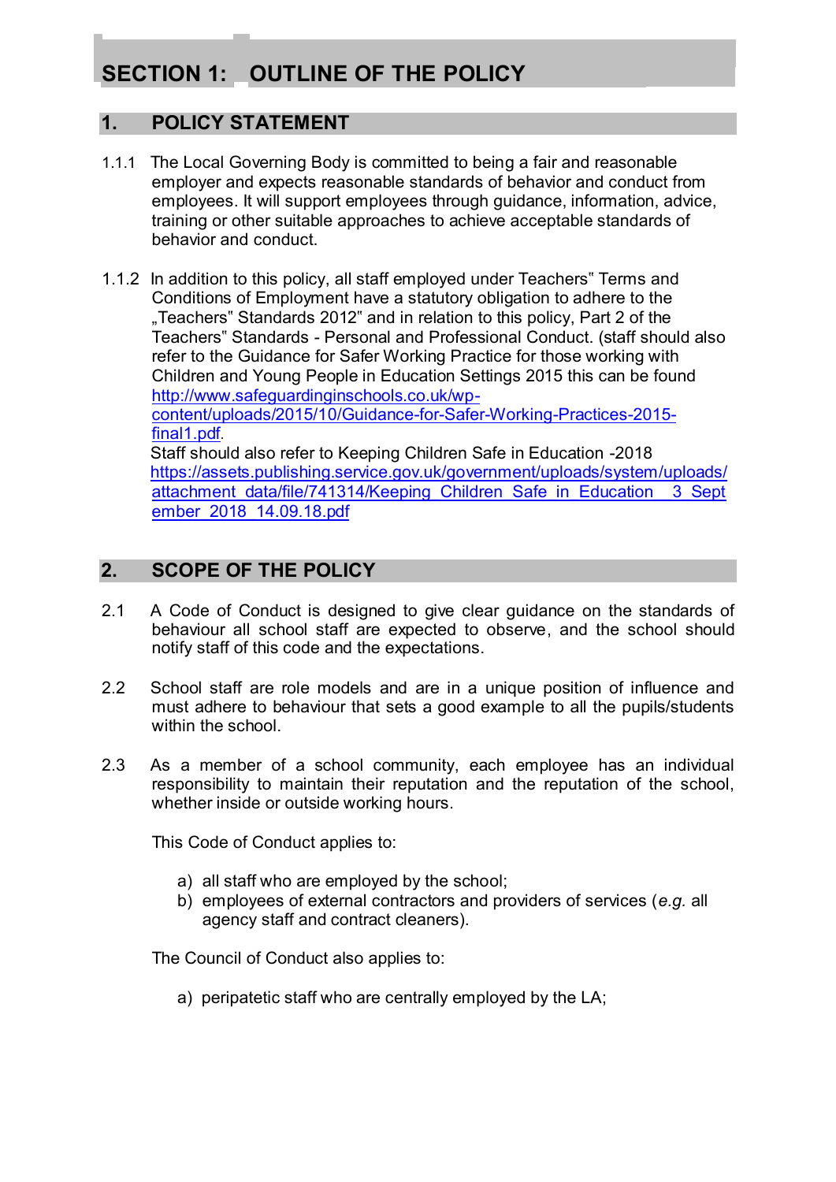# SECTION 1: OUTLINE OF THE POLICY

## 1. POLICY STATEMENT

1.1.1 The Local Governing Body is committed to being a fair and reasonable employer and expects reasonable standards of behavior and conduct from employees. It will support employees through guidance, information, advice, training or other suitable approaches to achieve acceptable standards of behavior and conduct.

1.1.2 In addition to this policy, all staff employed under Teachers" Terms and Conditions of Employment have a statutory obligation to adhere to the „Teachers" Standards 2012" and in relation to this policy, Part 2 of the Teachers" Standards - Personal and Professional Conduct. (staff should also refer to the Guidance for Safer Working Practice for those working with Children and Young People in Education Settings 2015 this can be found http://www.safeguardinginschools.co.uk/wp-content/uploads/2015/10/Guidance-for-Safer-Working-Practices-2015-final1.pdf.
Staff should also refer to Keeping Children Safe in Education -2018 https://assets.publishing.service.gov.uk/government/uploads/system/uploads/attachment_data/file/741314/Keeping_Children_Safe_in_Education__3_September_2018_14.09.18.pdf

## 2. SCOPE OF THE POLICY

2.1 A Code of Conduct is designed to give clear guidance on the standards of behaviour all school staff are expected to observe, and the school should notify staff of this code and the expectations.

2.2 School staff are role models and are in a unique position of influence and must adhere to behaviour that sets a good example to all the pupils/students within the school.

2.3 As a member of a school community, each employee has an individual responsibility to maintain their reputation and the reputation of the school, whether inside or outside working hours.

This Code of Conduct applies to:

a) all staff who are employed by the school;
b) employees of external contractors and providers of services (*e.g.* all agency staff and contract cleaners).

The Council of Conduct also applies to:

a) peripatetic staff who are centrally employed by the LA;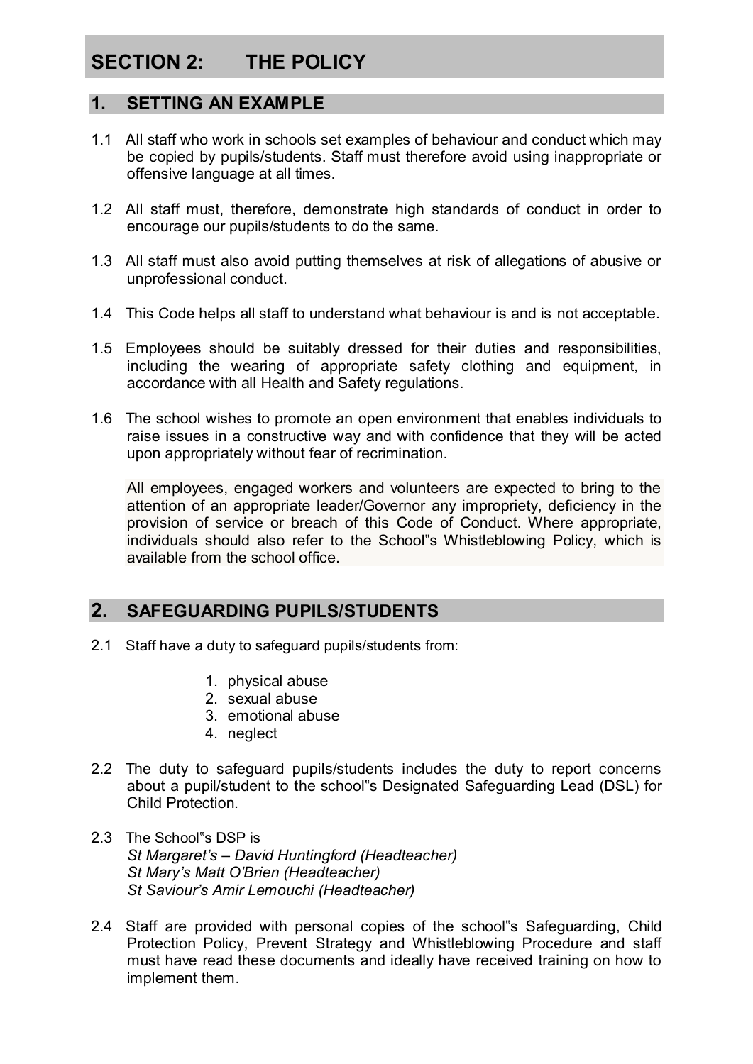# SECTION 2: THE POLICY

## 1. SETTING AN EXAMPLE

1.1 All staff who work in schools set examples of behaviour and conduct which may be copied by pupils/students. Staff must therefore avoid using inappropriate or offensive language at all times.

1.2 All staff must, therefore, demonstrate high standards of conduct in order to encourage our pupils/students to do the same.

1.3 All staff must also avoid putting themselves at risk of allegations of abusive or unprofessional conduct.

1.4 This Code helps all staff to understand what behaviour is and is not acceptable.

1.5 Employees should be suitably dressed for their duties and responsibilities, including the wearing of appropriate safety clothing and equipment, in accordance with all Health and Safety regulations.

1.6 The school wishes to promote an open environment that enables individuals to raise issues in a constructive way and with confidence that they will be acted upon appropriately without fear of recrimination.

All employees, engaged workers and volunteers are expected to bring to the attention of an appropriate leader/Governor any impropriety, deficiency in the provision of service or breach of this Code of Conduct. Where appropriate, individuals should also refer to the School"s Whistleblowing Policy, which is available from the school office.

## 2. SAFEGUARDING PUPILS/STUDENTS

2.1 Staff have a duty to safeguard pupils/students from:

1. physical abuse
2. sexual abuse
3. emotional abuse
4. neglect

2.2 The duty to safeguard pupils/students includes the duty to report concerns about a pupil/student to the school"s Designated Safeguarding Lead (DSL) for Child Protection.

2.3 The School"s DSP is
*St Margaret's – David Huntingford (Headteacher)*
*St Mary's Matt O'Brien (Headteacher)*
*St Saviour's Amir Lemouchi (Headteacher)*

2.4 Staff are provided with personal copies of the school"s Safeguarding, Child Protection Policy, Prevent Strategy and Whistleblowing Procedure and staff must have read these documents and ideally have received training on how to implement them.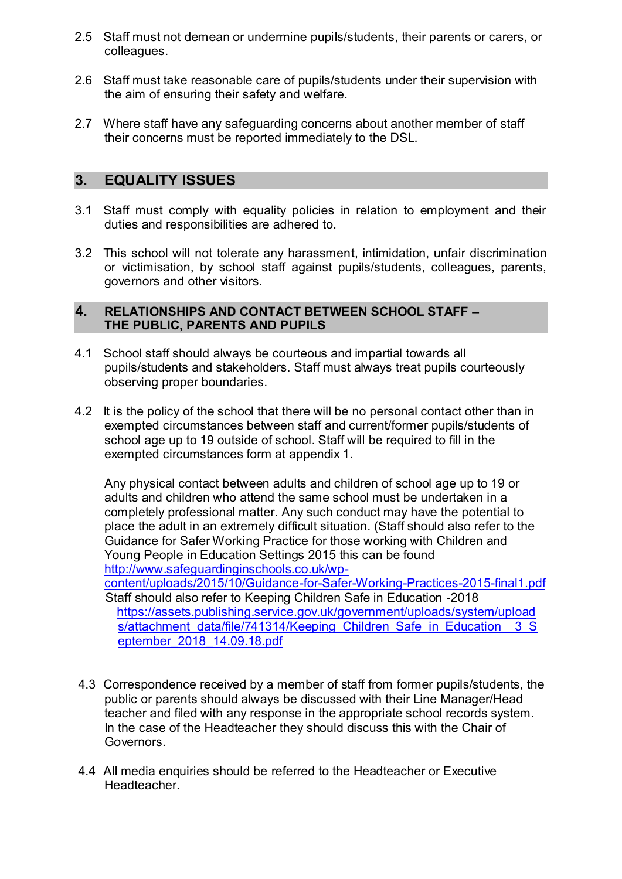2.5 Staff must not demean or undermine pupils/students, their parents or carers, or colleagues.

2.6 Staff must take reasonable care of pupils/students under their supervision with the aim of ensuring their safety and welfare.

2.7 Where staff have any safeguarding concerns about another member of staff their concerns must be reported immediately to the DSL.

## 3. EQUALITY ISSUES

3.1 Staff must comply with equality policies in relation to employment and their duties and responsibilities are adhered to.

3.2 This school will not tolerate any harassment, intimidation, unfair discrimination or victimisation, by school staff against pupils/students, colleagues, parents, governors and other visitors.

## 4. RELATIONSHIPS AND CONTACT BETWEEN SCHOOL STAFF – THE PUBLIC, PARENTS AND PUPILS

4.1 School staff should always be courteous and impartial towards all pupils/students and stakeholders. Staff must always treat pupils courteously observing proper boundaries.

4.2 It is the policy of the school that there will be no personal contact other than in exempted circumstances between staff and current/former pupils/students of school age up to 19 outside of school. Staff will be required to fill in the exempted circumstances form at appendix 1.

Any physical contact between adults and children of school age up to 19 or adults and children who attend the same school must be undertaken in a completely professional matter. Any such conduct may have the potential to place the adult in an extremely difficult situation. (Staff should also refer to the Guidance for Safer Working Practice for those working with Children and Young People in Education Settings 2015 this can be found http://www.safeguardinginschools.co.uk/wp-content/uploads/2015/10/Guidance-for-Safer-Working-Practices-2015-final1.pdf
Staff should also refer to Keeping Children Safe in Education -2018
https://assets.publishing.service.gov.uk/government/uploads/system/uploads/attachment_data/file/741314/Keeping_Children_Safe_in_Education__3_September_2018_14.09.18.pdf

4.3 Correspondence received by a member of staff from former pupils/students, the public or parents should always be discussed with their Line Manager/Head teacher and filed with any response in the appropriate school records system. In the case of the Headteacher they should discuss this with the Chair of Governors.

4.4 All media enquiries should be referred to the Headteacher or Executive Headteacher.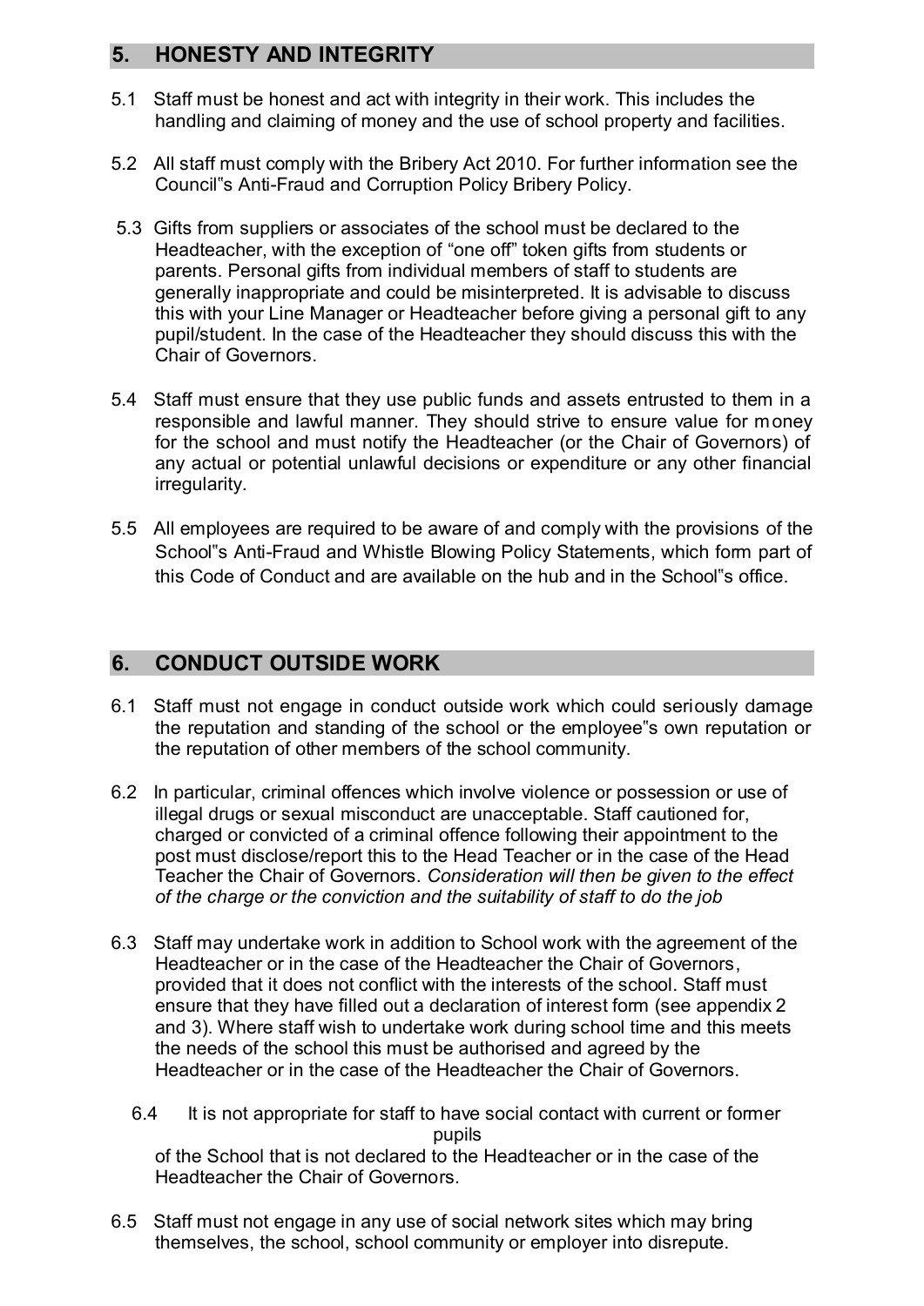## 5. HONESTY AND INTEGRITY

5.1 Staff must be honest and act with integrity in their work. This includes the handling and claiming of money and the use of school property and facilities.

5.2 All staff must comply with the Bribery Act 2010. For further information see the Council"s Anti-Fraud and Corruption Policy Bribery Policy.

5.3 Gifts from suppliers or associates of the school must be declared to the Headteacher, with the exception of "one off" token gifts from students or parents. Personal gifts from individual members of staff to students are generally inappropriate and could be misinterpreted. It is advisable to discuss this with your Line Manager or Headteacher before giving a personal gift to any pupil/student. In the case of the Headteacher they should discuss this with the Chair of Governors.

5.4 Staff must ensure that they use public funds and assets entrusted to them in a responsible and lawful manner. They should strive to ensure value for money for the school and must notify the Headteacher (or the Chair of Governors) of any actual or potential unlawful decisions or expenditure or any other financial irregularity.

5.5 All employees are required to be aware of and comply with the provisions of the School"s Anti-Fraud and Whistle Blowing Policy Statements, which form part of this Code of Conduct and are available on the hub and in the School"s office.

## 6. CONDUCT OUTSIDE WORK

6.1 Staff must not engage in conduct outside work which could seriously damage the reputation and standing of the school or the employee"s own reputation or the reputation of other members of the school community.

6.2 In particular, criminal offences which involve violence or possession or use of illegal drugs or sexual misconduct are unacceptable. Staff cautioned for, charged or convicted of a criminal offence following their appointment to the post must disclose/report this to the Head Teacher or in the case of the Head Teacher the Chair of Governors. *Consideration will then be given to the effect of the charge or the conviction and the suitability of staff to do the job*

6.3 Staff may undertake work in addition to School work with the agreement of the Headteacher or in the case of the Headteacher the Chair of Governors, provided that it does not conflict with the interests of the school. Staff must ensure that they have filled out a declaration of interest form (see appendix 2 and 3). Where staff wish to undertake work during school time and this meets the needs of the school this must be authorised and agreed by the Headteacher or in the case of the Headteacher the Chair of Governors.

6.4 It is not appropriate for staff to have social contact with current or former pupils of the School that is not declared to the Headteacher or in the case of the Headteacher the Chair of Governors.

6.5 Staff must not engage in any use of social network sites which may bring themselves, the school, school community or employer into disrepute.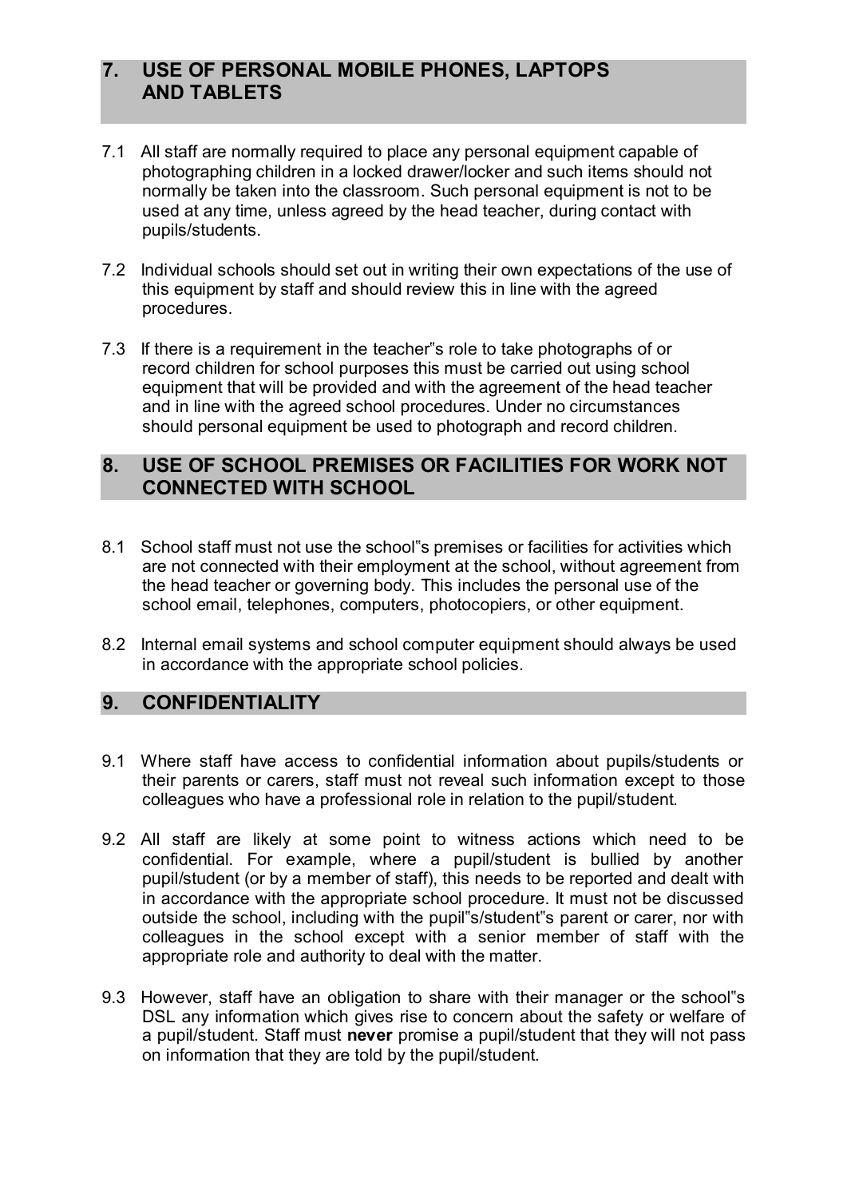## 7. USE OF PERSONAL MOBILE PHONES, LAPTOPS AND TABLETS

7.1 All staff are normally required to place any personal equipment capable of photographing children in a locked drawer/locker and such items should not normally be taken into the classroom. Such personal equipment is not to be used at any time, unless agreed by the head teacher, during contact with pupils/students.

7.2 Individual schools should set out in writing their own expectations of the use of this equipment by staff and should review this in line with the agreed procedures.

7.3 If there is a requirement in the teacher"s role to take photographs of or record children for school purposes this must be carried out using school equipment that will be provided and with the agreement of the head teacher and in line with the agreed school procedures. Under no circumstances should personal equipment be used to photograph and record children.

## 8. USE OF SCHOOL PREMISES OR FACILITIES FOR WORK NOT CONNECTED WITH SCHOOL

8.1 School staff must not use the school"s premises or facilities for activities which are not connected with their employment at the school, without agreement from the head teacher or governing body. This includes the personal use of the school email, telephones, computers, photocopiers, or other equipment.

8.2 Internal email systems and school computer equipment should always be used in accordance with the appropriate school policies.

## 9. CONFIDENTIALITY

9.1 Where staff have access to confidential information about pupils/students or their parents or carers, staff must not reveal such information except to those colleagues who have a professional role in relation to the pupil/student.

9.2 All staff are likely at some point to witness actions which need to be confidential. For example, where a pupil/student is bullied by another pupil/student (or by a member of staff), this needs to be reported and dealt with in accordance with the appropriate school procedure. It must not be discussed outside the school, including with the pupil"s/student"s parent or carer, nor with colleagues in the school except with a senior member of staff with the appropriate role and authority to deal with the matter.

9.3 However, staff have an obligation to share with their manager or the school"s DSL any information which gives rise to concern about the safety or welfare of a pupil/student. Staff must **never** promise a pupil/student that they will not pass on information that they are told by the pupil/student.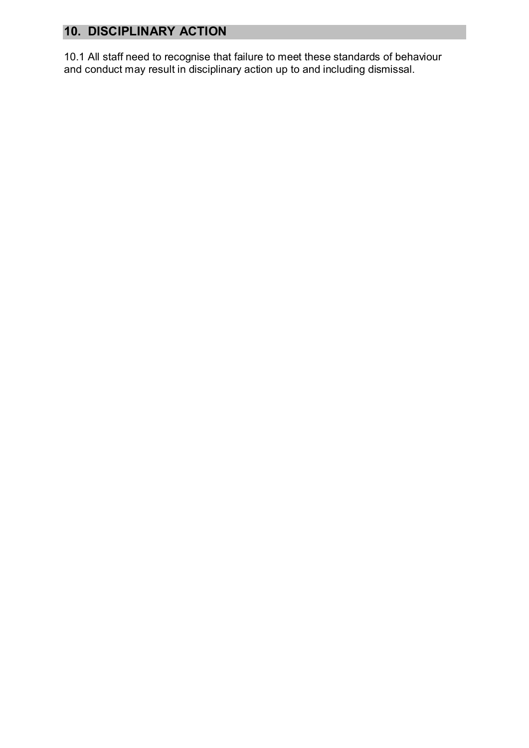## 10. DISCIPLINARY ACTION

10.1 All staff need to recognise that failure to meet these standards of behaviour and conduct may result in disciplinary action up to and including dismissal.